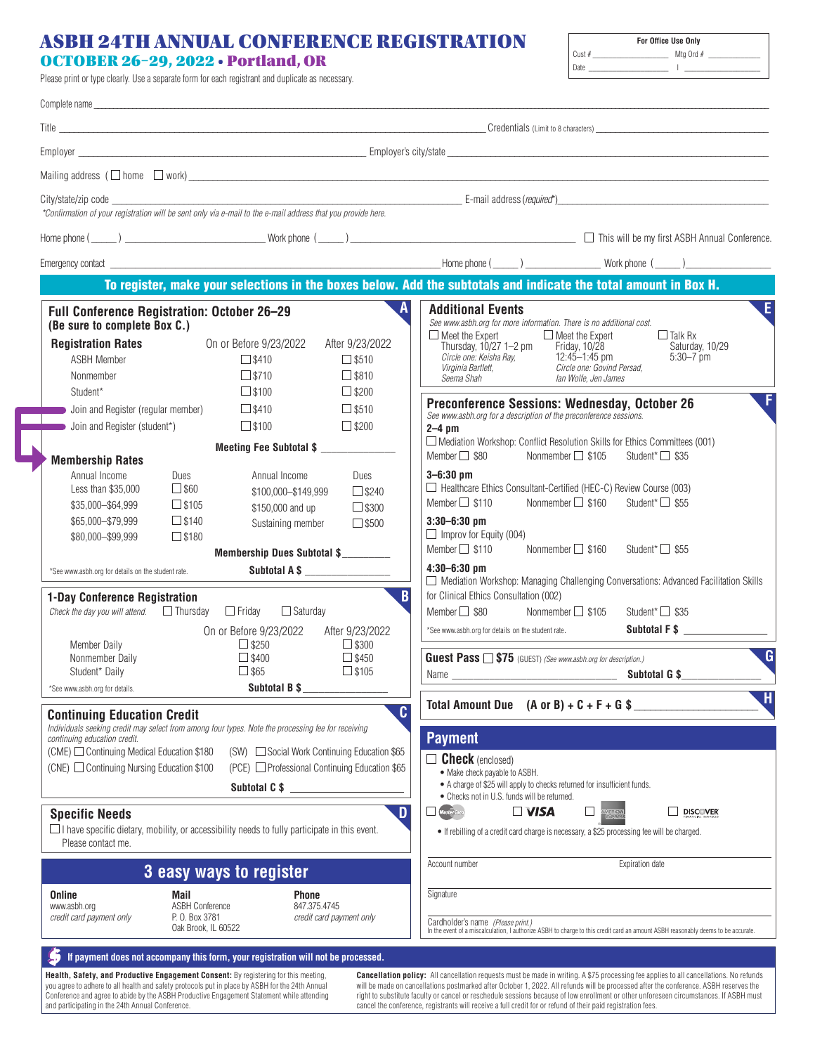# ASBH 24TH ANNUAL CONFERENCE REGISTRATION

## OCTOBER 26–29, 2022 • Portland, OR

Please print or type clearly. Use a separate form for each registrant and duplicate as necessary.

**For Office Use Only**
Cust # ____________ Mtg Ord # ____________
Date ____________ I ____________

Complete name ____________________________________________

Title ____________________ Credentials (Limit to 8 characters) ____________________

Employer ____________________ Employer's city/state ____________________

Mailing address (☐ home ☐ work) ____________________________________________

City/state/zip code ____________________ E-mail address (*required**) ____________________

*\*Confirmation of your registration will be sent only via e-mail to the e-mail address that you provide here.*

Home phone (_____) ____________ Work phone (_____) ____________ ☐ This will be my first ASBH Annual Conference.

Emergency contact ____________________ Home phone (_____) ____________ Work phone (_____) ____________

**To register, make your selections in the boxes below. Add the subtotals and indicate the total amount in Box H.**

### A — Full Conference Registration: October 26–29 (Be sure to complete Box C.)

| Registration Rates | On or Before 9/23/2022 | After 9/23/2022 |
|---|---|---|
| ASBH Member | ☐ $410 | ☐ $510 |
| Nonmember | ☐ $710 | ☐ $810 |
| Student* | ☐ $100 | ☐ $200 |
| Join and Register (regular member) | ☐ $410 | ☐ $510 |
| Join and Register (student*) | ☐ $100 | ☐ $200 |

**Meeting Fee Subtotal $** ____________

**Membership Rates**

| Annual Income | Dues | Annual Income | Dues |
|---|---|---|---|
| Less than $35,000 | ☐ $60 | $100,000–$149,999 | ☐ $240 |
| $35,000–$64,999 | ☐ $105 | $150,000 and up | ☐ $300 |
| $65,000–$79,999 | ☐ $140 | Sustaining member | ☐ $500 |
| $80,000–$99,999 | ☐ $180 | | |

**Membership Dues Subtotal $** ____________

\*See www.asbh.org for details on the student rate.

**Subtotal A $** ____________

### B — 1-Day Conference Registration

*Check the day you will attend.* ☐ Thursday ☐ Friday ☐ Saturday

| | On or Before 9/23/2022 | After 9/23/2022 |
|---|---|---|
| Member Daily | ☐ $250 | ☐ $300 |
| Nonmember Daily | ☐ $400 | ☐ $450 |
| Student* Daily | ☐ $65 | ☐ $105 |

\*See www.asbh.org for details.

**Subtotal B $** ____________

### C — Continuing Education Credit

*Individuals seeking credit may select from among four types. Note the processing fee for receiving continuing education credit.*

- (CME) ☐ Continuing Medical Education $180
- (SW) ☐ Social Work Continuing Education $65
- (CNE) ☐ Continuing Nursing Education $100
- (PCE) ☐ Professional Continuing Education $65

**Subtotal C $** ____________

### D — Specific Needs

☐ I have specific dietary, mobility, or accessibility needs to fully participate in this event. Please contact me.

### 3 easy ways to register

**Online**
www.asbh.org
*credit card payment only*

**Mail**
ASBH Conference
P. O. Box 3781
Oak Brook, IL 60522

**Phone**
847.375.4745
*credit card payment only*

### E — Additional Events

*See www.asbh.org for more information. There is no additional cost.*

- ☐ Meet the Expert — Thursday, 10/27 1–2 pm. *Circle one: Keisha Ray, Virginia Bartlett, Seema Shah*
- ☐ Meet the Expert — Friday, 10/28 12:45–1:45 pm. *Circle one: Govind Persad, Ian Wolfe, Jen James*
- ☐ Talk Rx — Saturday, 10/29 5:30–7 pm

### F — Preconference Sessions: Wednesday, October 26

*See www.asbh.org for a description of the preconference sessions.*

**2–4 pm**
☐ Mediation Workshop: Conflict Resolution Skills for Ethics Committees (001)
Member ☐ $80 Nonmember ☐ $105 Student* ☐ $35

**3–6:30 pm**
☐ Healthcare Ethics Consultant-Certified (HEC-C) Review Course (003)
Member ☐ $110 Nonmember ☐ $160 Student* ☐ $55

**3:30–6:30 pm**
☐ Improv for Equity (004)
Member ☐ $110 Nonmember ☐ $160 Student* ☐ $55

**4:30–6:30 pm**
☐ Mediation Workshop: Managing Challenging Conversations: Advanced Facilitation Skills for Clinical Ethics Consultation (002)
Member ☐ $80 Nonmember ☐ $105 Student* ☐ $35

\*See www.asbh.org for details on the student rate.

**Subtotal F $** ____________

### G — Guest Pass ☐ $75 (GUEST) *(See www.asbh.org for description.)*

Name ____________________ **Subtotal G $** ____________

### H — Total Amount Due (A or B) + C + F + G $ ____________

### Payment

☐ **Check** (enclosed)

- Make check payable to ASBH.
- A charge of $25 will apply to checks returned for insufficient funds.
- Checks not in U.S. funds will be returned.

☐ MasterCard ☐ VISA ☐ American Express ☐ Discover

- If rebilling of a credit card charge is necessary, a $25 processing fee will be charged.

Account number ____________________ Expiration date ____________

Signature ____________________

Cardholder's name *(Please print.)* ____________________

In the event of a miscalculation, I authorize ASBH to charge to this credit card an amount ASBH reasonably deems to be accurate.

**If payment does not accompany this form, your registration will not be processed.**

**Health, Safety, and Productive Engagement Consent:** By registering for this meeting, you agree to adhere to all health and safety protocols put in place by ASBH for the 24th Annual Conference and agree to abide by the ASBH Productive Engagement Statement while attending and participating in the 24th Annual Conference.

**Cancellation policy:** All cancellation requests must be made in writing. A $75 processing fee applies to all cancellations. No refunds will be made on cancellations postmarked after October 1, 2022. All refunds will be processed after the conference. ASBH reserves the right to substitute faculty or cancel or reschedule sessions because of low enrollment or other unforeseen circumstances. If ASBH must cancel the conference, registrants will receive a full credit for or refund of their paid registration fees.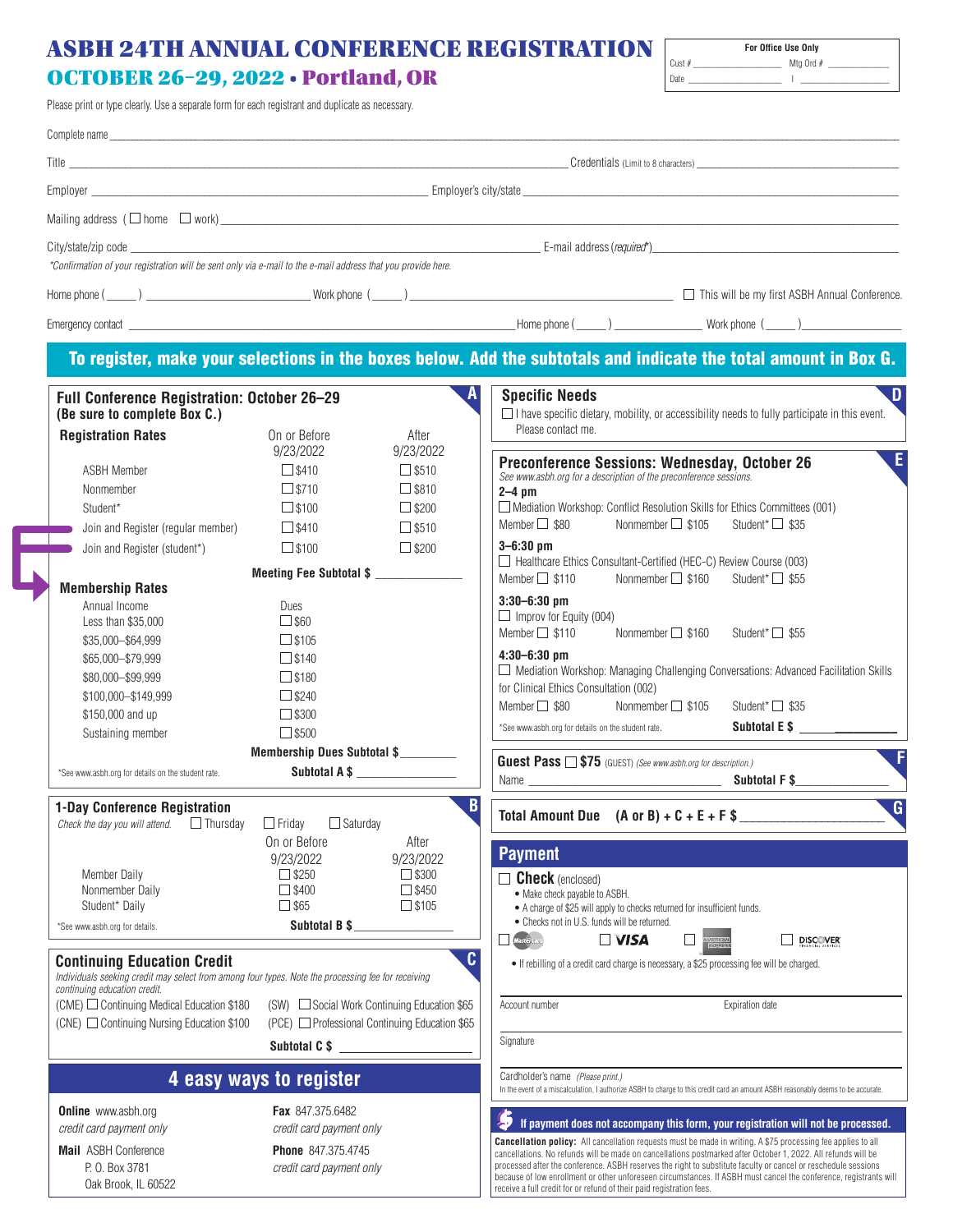# ASBH 24TH ANNUAL CONFERENCE REGISTRATION

## OCTOBER 26–29, 2022 • Portland, OR

**For Office Use Only**
Cust # ________________ Mtg Ord # ____________
Date ________________ | ____________

Please print or type clearly. Use a separate form for each registrant and duplicate as necessary.

Complete name ____________________________________________

Title ____________________________ Credentials (Limit to 8 characters) ________________

Employer ____________________________ Employer's city/state ________________

Mailing address (☐ home ☐ work) ____________________________________________

City/state/zip code ____________________________ E-mail address (*required**) ________________

*\*Confirmation of your registration will be sent only via e-mail to the e-mail address that you provide here.*

Home phone (_____) ________________ Work phone (_____) ________________ ☐ This will be my first ASBH Annual Conference.

Emergency contact ____________________________ Home phone (_____) ____________ Work phone (_____) ____________

**To register, make your selections in the boxes below. Add the subtotals and indicate the total amount in Box G.**

### A — Full Conference Registration: October 26–29 (Be sure to complete Box C.)

| Registration Rates | On or Before 9/23/2022 | After 9/23/2022 |
|---|---|---|
| ASBH Member | ☐ $410 | ☐ $510 |
| Nonmember | ☐ $710 | ☐ $810 |
| Student* | ☐ $100 | ☐ $200 |
| Join and Register (regular member) | ☐ $410 | ☐ $510 |
| Join and Register (student*) | ☐ $100 | ☐ $200 |

**Meeting Fee Subtotal $** ____________

**Membership Rates**

| Annual Income | Dues |
|---|---|
| Less than $35,000 | ☐ $60 |
| $35,000–$64,999 | ☐ $105 |
| $65,000–$79,999 | ☐ $140 |
| $80,000–$99,999 | ☐ $180 |
| $100,000–$149,999 | ☐ $240 |
| $150,000 and up | ☐ $300 |
| Sustaining member | ☐ $500 |

**Membership Dues Subtotal $** ____________

*See www.asbh.org for details on the student rate. **Subtotal A $** ____________

### B — 1-Day Conference Registration

*Check the day you will attend.* ☐ Thursday ☐ Friday ☐ Saturday

| | On or Before 9/23/2022 | After 9/23/2022 |
|---|---|---|
| Member Daily | ☐ $250 | ☐ $300 |
| Nonmember Daily | ☐ $400 | ☐ $450 |
| Student* Daily | ☐ $65 | ☐ $105 |

*See www.asbh.org for details. **Subtotal B $** ____________

### C — Continuing Education Credit

*Individuals seeking credit may select from among four types. Note the processing fee for receiving continuing education credit.*

(CME) ☐ Continuing Medical Education $180
(SW) ☐ Social Work Continuing Education $65
(CNE) ☐ Continuing Nursing Education $100
(PCE) ☐ Professional Continuing Education $65

**Subtotal C $** ____________

### 4 easy ways to register

**Online** www.asbh.org
*credit card payment only*

**Fax** 847.375.6482
*credit card payment only*

**Mail** ASBH Conference
P. O. Box 3781
Oak Brook, IL 60522

**Phone** 847.375.4745
*credit card payment only*

### D — Specific Needs

☐ I have specific dietary, mobility, or accessibility needs to fully participate in this event. Please contact me.

### E — Preconference Sessions: Wednesday, October 26

*See www.asbh.org for a description of the preconference sessions.*

**2–4 pm**
☐ Mediation Workshop: Conflict Resolution Skills for Ethics Committees (001)
Member ☐ $80 Nonmember ☐ $105 Student* ☐ $35

**3–6:30 pm**
☐ Healthcare Ethics Consultant-Certified (HEC-C) Review Course (003)
Member ☐ $110 Nonmember ☐ $160 Student* ☐ $55

**3:30–6:30 pm**
☐ Improv for Equity (004)
Member ☐ $110 Nonmember ☐ $160 Student* ☐ $55

**4:30–6:30 pm**
☐ Mediation Workshop: Managing Challenging Conversations: Advanced Facilitation Skills for Clinical Ethics Consultation (002)
Member ☐ $80 Nonmember ☐ $105 Student* ☐ $35

*See www.asbh.org for details on the student rate. **Subtotal E $** ____________

### F — Guest Pass

☐ $75 (GUEST) *(See www.asbh.org for description.)*

Name ____________________ **Subtotal F $** ____________

### G — Total Amount Due

**(A or B) + C + E + F $** ____________

### Payment

☐ **Check** (enclosed)
- Make check payable to ASBH.
- A charge of $25 will apply to checks returned for insufficient funds.
- Checks not in U.S. funds will be returned.

☐ MasterCard ☐ VISA ☐ American Express ☐ DISCOVER

- If rebilling of a credit card charge is necessary, a $25 processing fee will be charged.

Account number ____________________ Expiration date ____________

Signature ____________________

Cardholder's name *(Please print.)* ____________________

In the event of a miscalculation, I authorize ASBH to charge to this credit card an amount ASBH reasonably deems to be accurate.

**If payment does not accompany this form, your registration will not be processed.**

**Cancellation policy:** All cancellation requests must be made in writing. A $75 processing fee applies to all cancellations. No refunds will be made on cancellations postmarked after October 1, 2022. All refunds will be processed after the conference. ASBH reserves the right to substitute faculty or cancel or reschedule sessions because of low enrollment or other unforeseen circumstances. If ASBH must cancel the conference, registrants will receive a full credit for or refund of their paid registration fees.